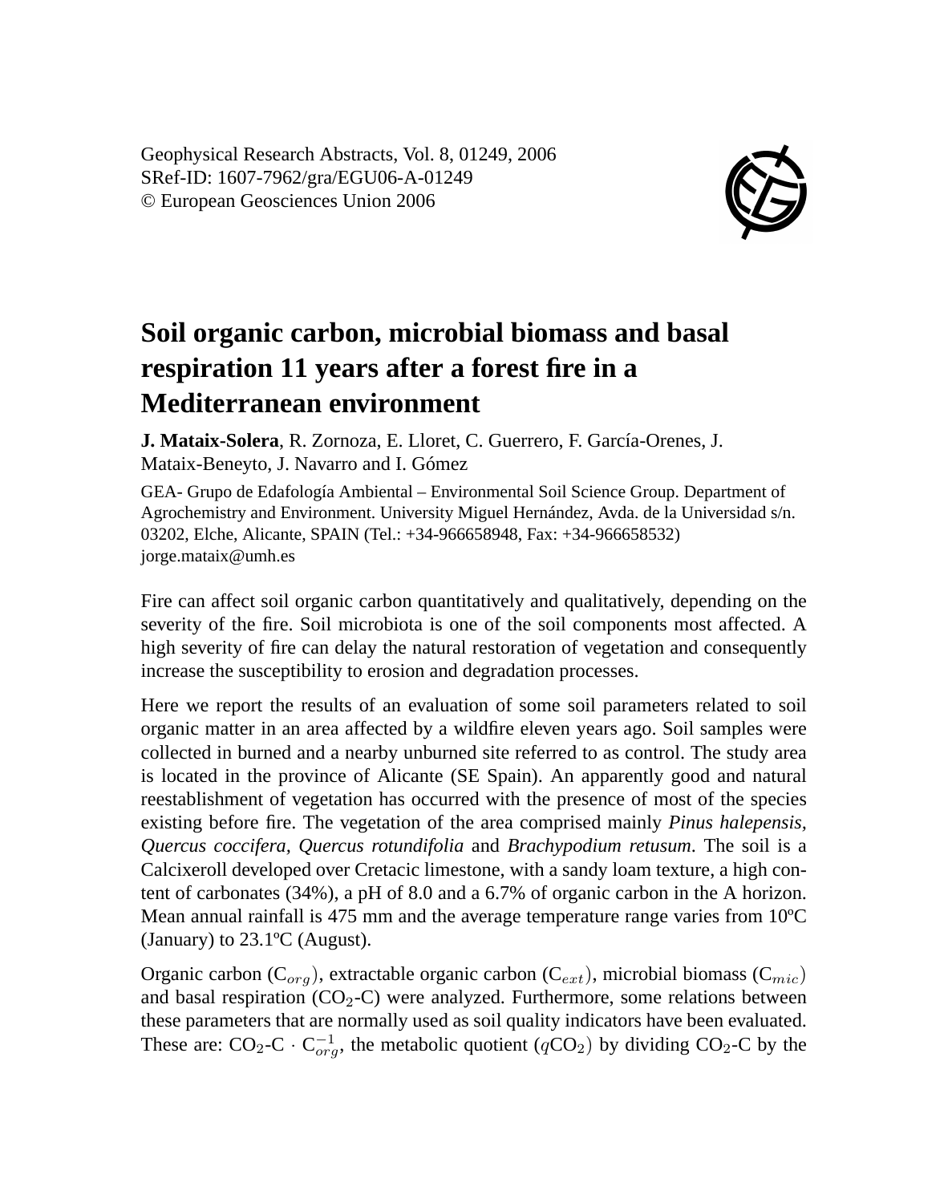Geophysical Research Abstracts, Vol. 8, 01249, 2006
SRef-ID: 1607-7962/gra/EGU06-A-01249
© European Geosciences Union 2006

# Soil organic carbon, microbial biomass and basal respiration 11 years after a forest fire in a Mediterranean environment

**J. Mataix-Solera**, R. Zornoza, E. Lloret, C. Guerrero, F. García-Orenes, J. Mataix-Beneyto, J. Navarro and I. Gómez

GEA- Grupo de Edafología Ambiental – Environmental Soil Science Group. Department of Agrochemistry and Environment. University Miguel Hernández, Avda. de la Universidad s/n. 03202, Elche, Alicante, SPAIN (Tel.: +34-966658948, Fax: +34-966658532) jorge.mataix@umh.es

Fire can affect soil organic carbon quantitatively and qualitatively, depending on the severity of the fire. Soil microbiota is one of the soil components most affected. A high severity of fire can delay the natural restoration of vegetation and consequently increase the susceptibility to erosion and degradation processes.

Here we report the results of an evaluation of some soil parameters related to soil organic matter in an area affected by a wildfire eleven years ago. Soil samples were collected in burned and a nearby unburned site referred to as control. The study area is located in the province of Alicante (SE Spain). An apparently good and natural reestablishment of vegetation has occurred with the presence of most of the species existing before fire. The vegetation of the area comprised mainly *Pinus halepensis*, *Quercus coccifera*, *Quercus rotundifolia* and *Brachypodium retusum*. The soil is a Calcixeroll developed over Cretacic limestone, with a sandy loam texture, a high content of carbonates (34%), a pH of 8.0 and a 6.7% of organic carbon in the A horizon. Mean annual rainfall is 475 mm and the average temperature range varies from 10ºC (January) to 23.1ºC (August).

Organic carbon ($C_{org}$), extractable organic carbon ($C_{ext}$), microbial biomass ($C_{mic}$) and basal respiration ($CO_2$-C) were analyzed. Furthermore, some relations between these parameters that are normally used as soil quality indicators have been evaluated. These are: $CO_2\text{-C} \cdot C_{org}^{-1}$, the metabolic quotient ($qCO_2$) by dividing $CO_2$-C by the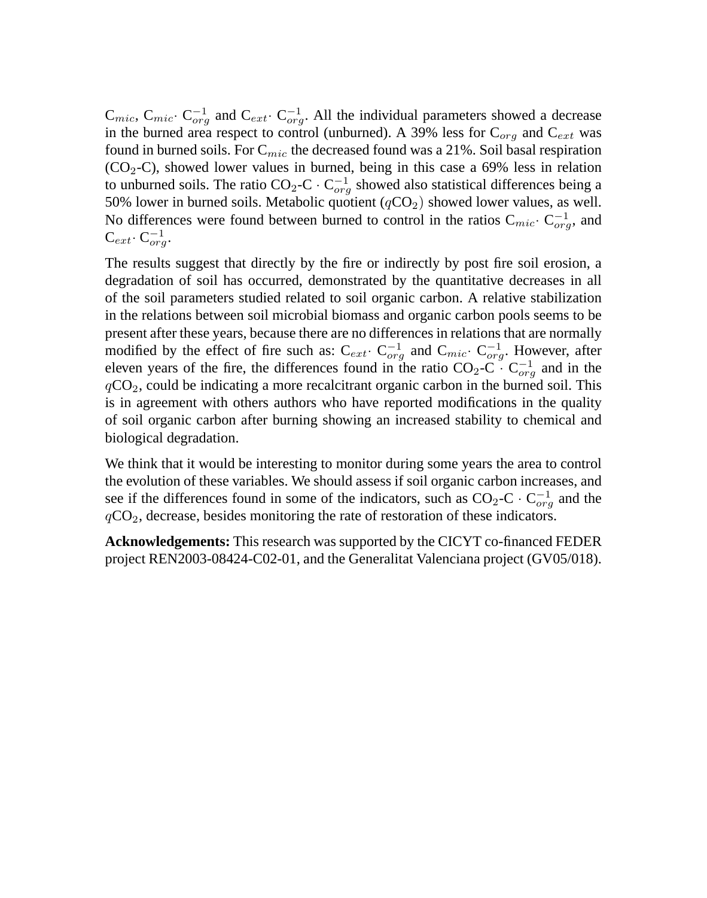$C_{mic}$, $C_{mic} \cdot C_{org}^{-1}$ and $C_{ext} \cdot C_{org}^{-1}$. All the individual parameters showed a decrease in the burned area respect to control (unburned). A 39% less for $C_{org}$ and $C_{ext}$ was found in burned soils. For $C_{mic}$ the decreased found was a 21%. Soil basal respiration ($CO_2$-C), showed lower values in burned, being in this case a 69% less in relation to unburned soils. The ratio $CO_2\text{-C} \cdot C_{org}^{-1}$ showed also statistical differences being a 50% lower in burned soils. Metabolic quotient ($qCO_2$) showed lower values, as well. No differences were found between burned to control in the ratios $C_{mic} \cdot C_{org}^{-1}$, and $C_{ext} \cdot C_{org}^{-1}$.

The results suggest that directly by the fire or indirectly by post fire soil erosion, a degradation of soil has occurred, demonstrated by the quantitative decreases in all of the soil parameters studied related to soil organic carbon. A relative stabilization in the relations between soil microbial biomass and organic carbon pools seems to be present after these years, because there are no differences in relations that are normally modified by the effect of fire such as: $C_{ext} \cdot C_{org}^{-1}$ and $C_{mic} \cdot C_{org}^{-1}$. However, after eleven years of the fire, the differences found in the ratio $CO_2\text{-C} \cdot C_{org}^{-1}$ and in the $qCO_2$, could be indicating a more recalcitrant organic carbon in the burned soil. This is in agreement with others authors who have reported modifications in the quality of soil organic carbon after burning showing an increased stability to chemical and biological degradation.

We think that it would be interesting to monitor during some years the area to control the evolution of these variables. We should assess if soil organic carbon increases, and see if the differences found in some of the indicators, such as $CO_2\text{-C} \cdot C_{org}^{-1}$ and the $qCO_2$, decrease, besides monitoring the rate of restoration of these indicators.

**Acknowledgements:** This research was supported by the CICYT co-financed FEDER project REN2003-08424-C02-01, and the Generalitat Valenciana project (GV05/018).